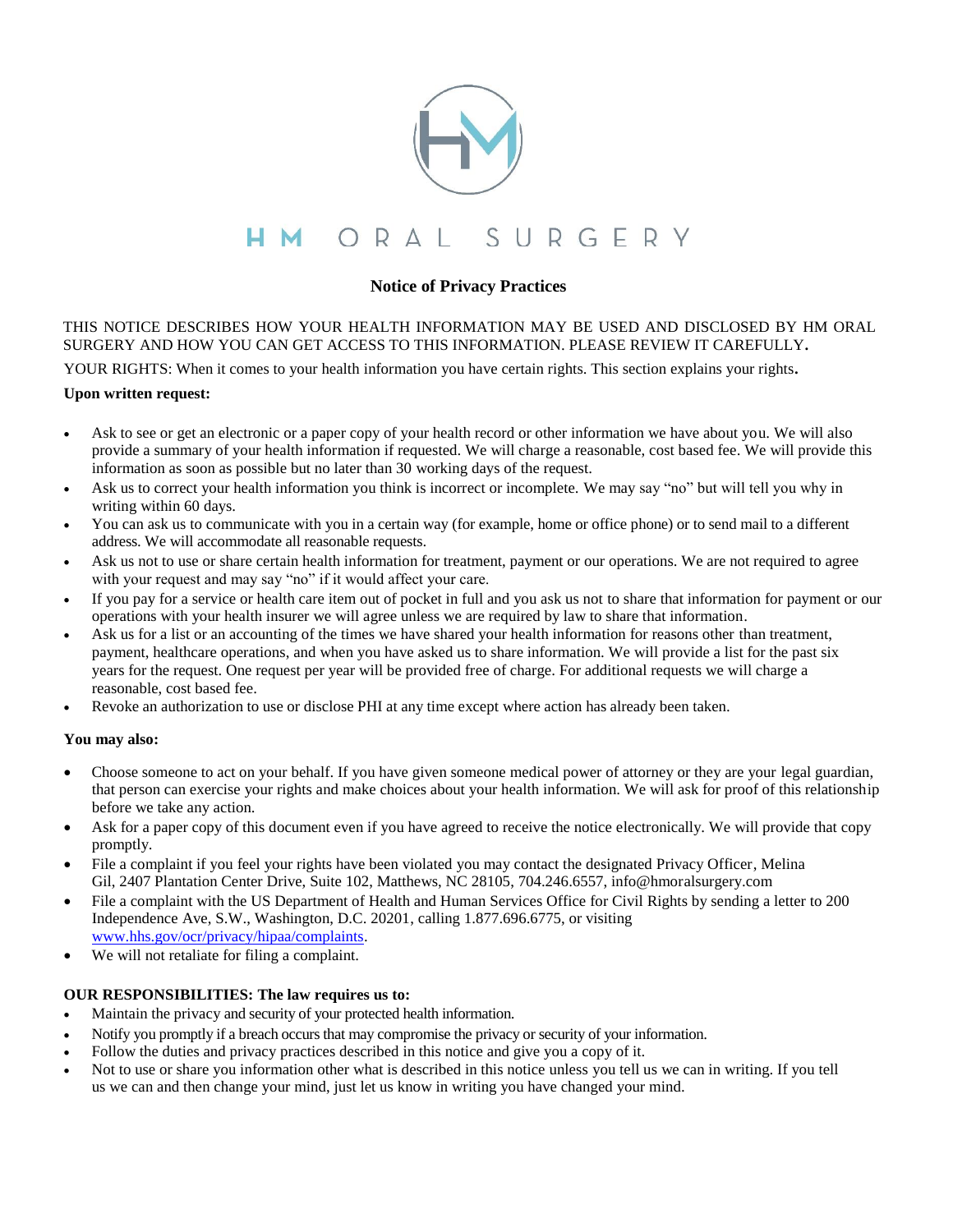# HM ORAL SURGERY

## Notice of Privacy Practices

THIS NOTICE DESCRIBES HOW YOUR HEALTH INFORMATION MAY BE USED AND DISCLOSED BY HM ORAL SURGERY AND HOW YOU CAN GET ACCESS TO THIS INFORMATION. PLEASE REVIEW IT CAREFULLY.

YOUR RIGHTS: When it comes to your health information you have certain rights. This section explains your rights.

**Upon written request:**

- Ask to see or get an electronic or a paper copy of your health record or other information we have about you. We will also provide a summary of your health information if requested. We will charge a reasonable, cost based fee. We will provide this information as soon as possible but no later than 30 working days of the request.
- Ask us to correct your health information you think is incorrect or incomplete. We may say "no" but will tell you why in writing within 60 days.
- You can ask us to communicate with you in a certain way (for example, home or office phone) or to send mail to a different address. We will accommodate all reasonable requests.
- Ask us not to use or share certain health information for treatment, payment or our operations. We are not required to agree with your request and may say "no" if it would affect your care.
- If you pay for a service or health care item out of pocket in full and you ask us not to share that information for payment or our operations with your health insurer we will agree unless we are required by law to share that information.
- Ask us for a list or an accounting of the times we have shared your health information for reasons other than treatment, payment, healthcare operations, and when you have asked us to share information. We will provide a list for the past six years for the request. One request per year will be provided free of charge. For additional requests we will charge a reasonable, cost based fee.
- Revoke an authorization to use or disclose PHI at any time except where action has already been taken.

**You may also:**

- Choose someone to act on your behalf. If you have given someone medical power of attorney or they are your legal guardian, that person can exercise your rights and make choices about your health information. We will ask for proof of this relationship before we take any action.
- Ask for a paper copy of this document even if you have agreed to receive the notice electronically. We will provide that copy promptly.
- File a complaint if you feel your rights have been violated you may contact the designated Privacy Officer, Melina Gil, 2407 Plantation Center Drive, Suite 102, Matthews, NC 28105, 704.246.6557, info@hmoralsurgery.com
- File a complaint with the US Department of Health and Human Services Office for Civil Rights by sending a letter to 200 Independence Ave, S.W., Washington, D.C. 20201, calling 1.877.696.6775, or visiting www.hhs.gov/ocr/privacy/hipaa/complaints.
- We will not retaliate for filing a complaint.

**OUR RESPONSIBILITIES: The law requires us to:**

- Maintain the privacy and security of your protected health information.
- Notify you promptly if a breach occurs that may compromise the privacy or security of your information.
- Follow the duties and privacy practices described in this notice and give you a copy of it.
- Not to use or share you information other what is described in this notice unless you tell us we can in writing. If you tell us we can and then change your mind, just let us know in writing you have changed your mind.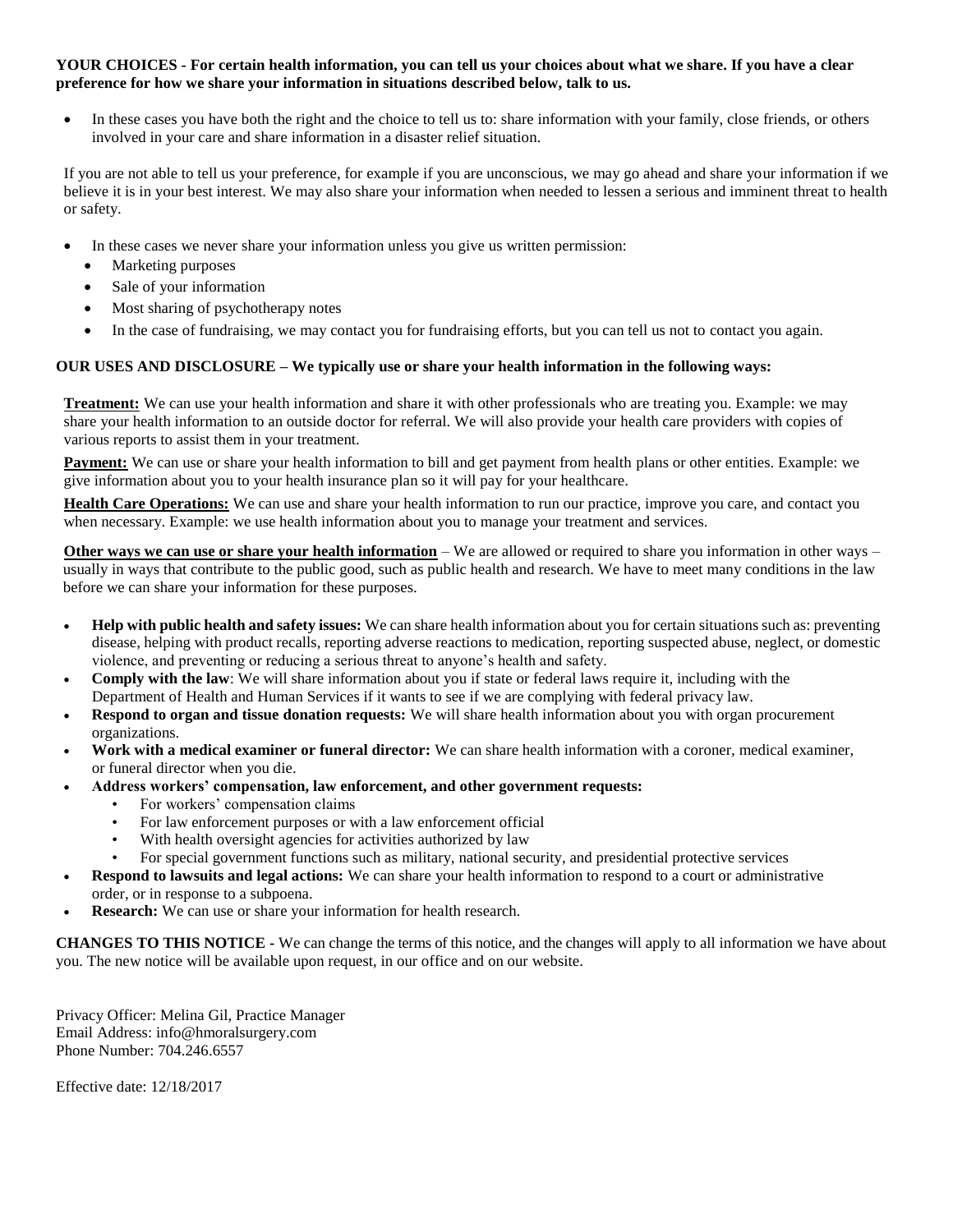**YOUR CHOICES - For certain health information, you can tell us your choices about what we share. If you have a clear preference for how we share your information in situations described below, talk to us.**

- In these cases you have both the right and the choice to tell us to: share information with your family, close friends, or others involved in your care and share information in a disaster relief situation.

If you are not able to tell us your preference, for example if you are unconscious, we may go ahead and share your information if we believe it is in your best interest. We may also share your information when needed to lessen a serious and imminent threat to health or safety.

- In these cases we never share your information unless you give us written permission:
  - Marketing purposes
  - Sale of your information
  - Most sharing of psychotherapy notes
  - In the case of fundraising, we may contact you for fundraising efforts, but you can tell us not to contact you again.

**OUR USES AND DISCLOSURE – We typically use or share your health information in the following ways:**

**Treatment:** We can use your health information and share it with other professionals who are treating you. Example: we may share your health information to an outside doctor for referral. We will also provide your health care providers with copies of various reports to assist them in your treatment.

**Payment:** We can use or share your health information to bill and get payment from health plans or other entities. Example: we give information about you to your health insurance plan so it will pay for your healthcare.

**Health Care Operations:** We can use and share your health information to run our practice, improve you care, and contact you when necessary. Example: we use health information about you to manage your treatment and services.

**Other ways we can use or share your health information** – We are allowed or required to share you information in other ways – usually in ways that contribute to the public good, such as public health and research. We have to meet many conditions in the law before we can share your information for these purposes.

- **Help with public health and safety issues:** We can share health information about you for certain situations such as: preventing disease, helping with product recalls, reporting adverse reactions to medication, reporting suspected abuse, neglect, or domestic violence, and preventing or reducing a serious threat to anyone's health and safety.
- **Comply with the law**: We will share information about you if state or federal laws require it, including with the Department of Health and Human Services if it wants to see if we are complying with federal privacy law.
- **Respond to organ and tissue donation requests:** We will share health information about you with organ procurement organizations.
- **Work with a medical examiner or funeral director:** We can share health information with a coroner, medical examiner, or funeral director when you die.
- **Address workers' compensation, law enforcement, and other government requests:**
  - For workers' compensation claims
  - For law enforcement purposes or with a law enforcement official
  - With health oversight agencies for activities authorized by law
  - For special government functions such as military, national security, and presidential protective services
- **Respond to lawsuits and legal actions:** We can share your health information to respond to a court or administrative order, or in response to a subpoena.
- **Research:** We can use or share your information for health research.

**CHANGES TO THIS NOTICE -** We can change the terms of this notice, and the changes will apply to all information we have about you. The new notice will be available upon request, in our office and on our website.

Privacy Officer: Melina Gil, Practice Manager
Email Address: info@hmoralsurgery.com
Phone Number: 704.246.6557

Effective date: 12/18/2017